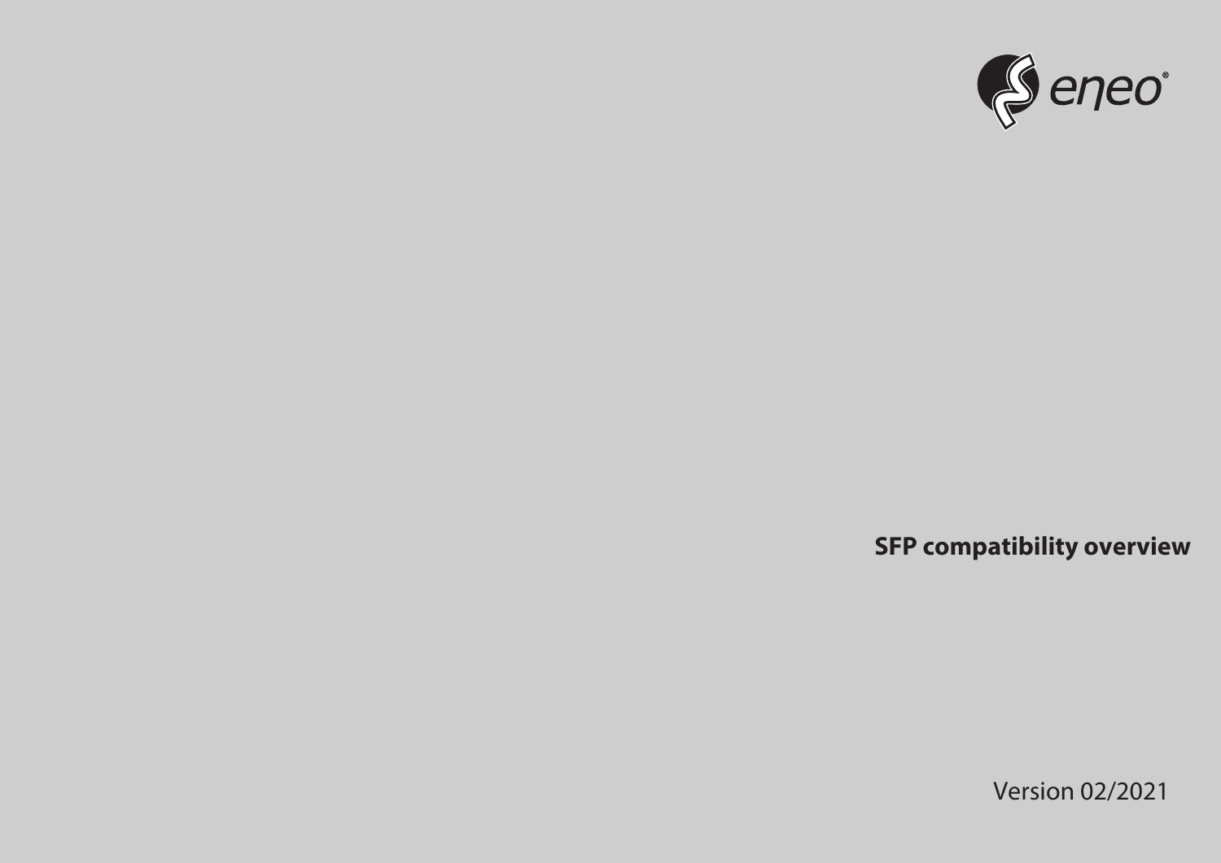eneo®

# SFP compatibility overview

Version 02/2021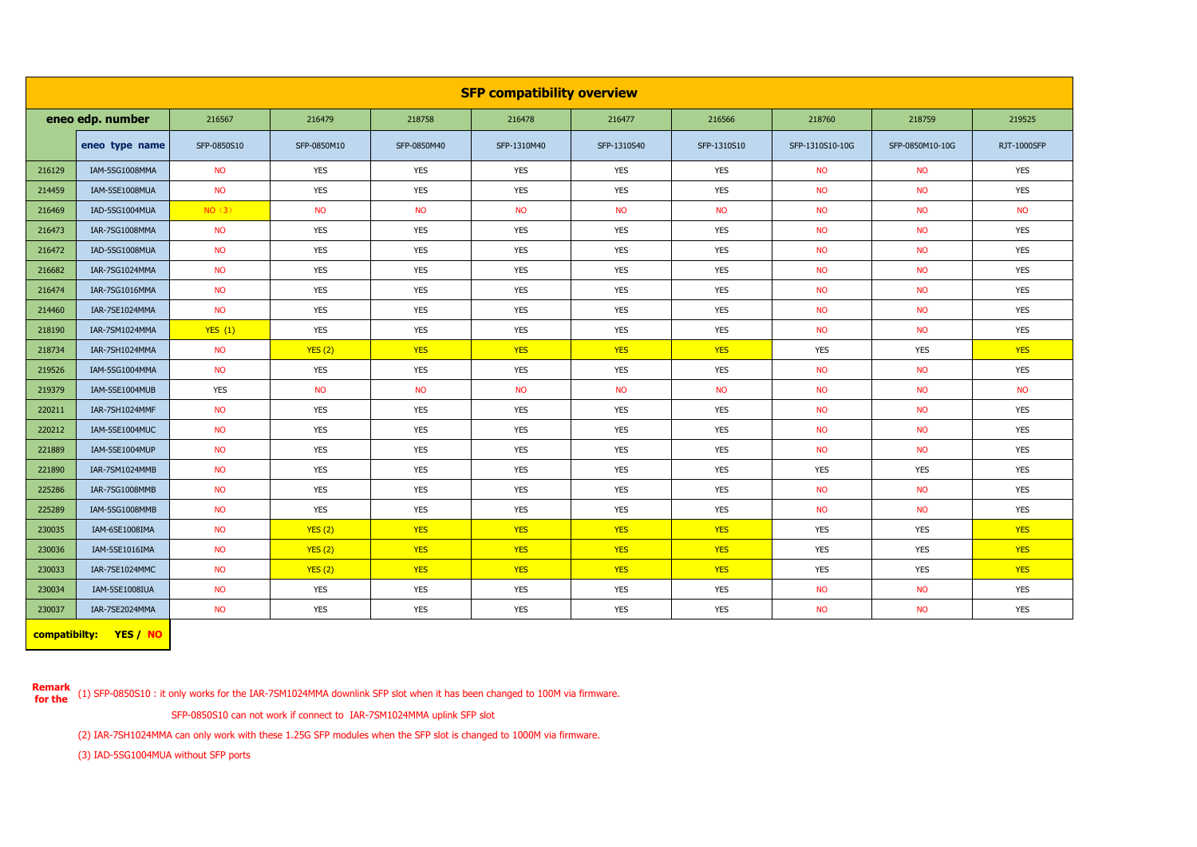## SFP compatibility overview

| eneo edp. number | | 216567 | 216479 | 218758 | 216478 | 216477 | 216566 | 218760 | 218759 | 219525 |
|---|---|---|---|---|---|---|---|---|---|---|
| | eneo type name | SFP-0850S10 | SFP-0850M10 | SFP-0850M40 | SFP-1310M40 | SFP-1310S40 | SFP-1310S10 | SFP-1310S10-10G | SFP-0850M10-10G | RJT-1000SFP |
| 216129 | IAM-5SG1008MMA | NO | YES | YES | YES | YES | YES | NO | NO | YES |
| 214459 | IAM-5SE1008MUA | NO | YES | YES | YES | YES | YES | NO | NO | YES |
| 216469 | IAD-5SG1004MUA | NO（3） | NO | NO | NO | NO | NO | NO | NO | NO |
| 216473 | IAR-7SG1008MMA | NO | YES | YES | YES | YES | YES | NO | NO | YES |
| 216472 | IAD-5SG1008MUA | NO | YES | YES | YES | YES | YES | NO | NO | YES |
| 216682 | IAR-7SG1024MMA | NO | YES | YES | YES | YES | YES | NO | NO | YES |
| 216474 | IAR-7SG1016MMA | NO | YES | YES | YES | YES | YES | NO | NO | YES |
| 214460 | IAR-7SE1024MMA | NO | YES | YES | YES | YES | YES | NO | NO | YES |
| 218190 | IAR-7SM1024MMA | YES (1) | YES | YES | YES | YES | YES | NO | NO | YES |
| 218734 | IAR-7SH1024MMA | NO | YES (2) | YES | YES | YES | YES | YES | YES | YES |
| 219526 | IAM-5SG1004MMA | NO | YES | YES | YES | YES | YES | NO | NO | YES |
| 219379 | IAM-5SE1004MUB | YES | NO | NO | NO | NO | NO | NO | NO | NO |
| 220211 | IAR-7SH1024MMF | NO | YES | YES | YES | YES | YES | NO | NO | YES |
| 220212 | IAM-5SE1004MUC | NO | YES | YES | YES | YES | YES | NO | NO | YES |
| 221889 | IAM-5SE1004MUP | NO | YES | YES | YES | YES | YES | NO | NO | YES |
| 221890 | IAR-7SM1024MMB | NO | YES | YES | YES | YES | YES | YES | YES | YES |
| 225286 | IAR-7SG1008MMB | NO | YES | YES | YES | YES | YES | NO | NO | YES |
| 225289 | IAM-5SG1008MMB | NO | YES | YES | YES | YES | YES | NO | NO | YES |
| 230035 | IAM-6SE1008IMA | NO | YES (2) | YES | YES | YES | YES | YES | YES | YES |
| 230036 | IAM-5SE1016IMA | NO | YES (2) | YES | YES | YES | YES | YES | YES | YES |
| 230033 | IAR-7SE1024MMC | NO | YES (2) | YES | YES | YES | YES | YES | YES | YES |
| 230034 | IAM-5SE1008IUA | NO | YES | YES | YES | YES | YES | NO | NO | YES |
| 230037 | IAR-7SE2024MMA | NO | YES | YES | YES | YES | YES | NO | NO | YES |

**compatibilty: YES / NO**

**Remark for the**

(1) SFP-0850S10 : it only works for the IAR-7SM1024MMA downlink SFP slot when it has been changed to 100M via firmware.

SFP-0850S10 can not work if connect to IAR-7SM1024MMA uplink SFP slot

(2) IAR-7SH1024MMA can only work with these 1.25G SFP modules when the SFP slot is changed to 1000M via firmware.

(3) IAD-5SG1004MUA without SFP ports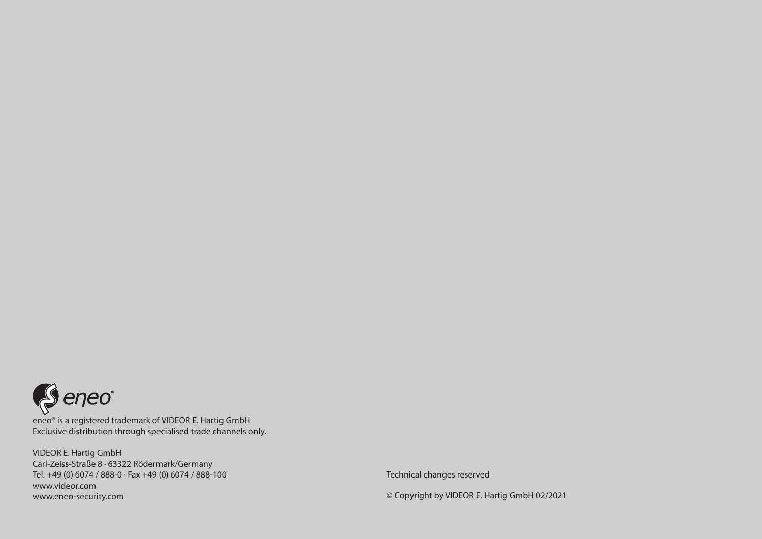eneo® is a registered trademark of VIDEOR E. Hartig GmbH
Exclusive distribution through specialised trade channels only.

VIDEOR E. Hartig GmbH
Carl-Zeiss-Straße 8 · 63322 Rödermark/Germany
Tel. +49 (0) 6074 / 888-0 · Fax +49 (0) 6074 / 888-100
www.videor.com
www.eneo-security.com

Technical changes reserved

© Copyright by VIDEOR E. Hartig GmbH 02/2021